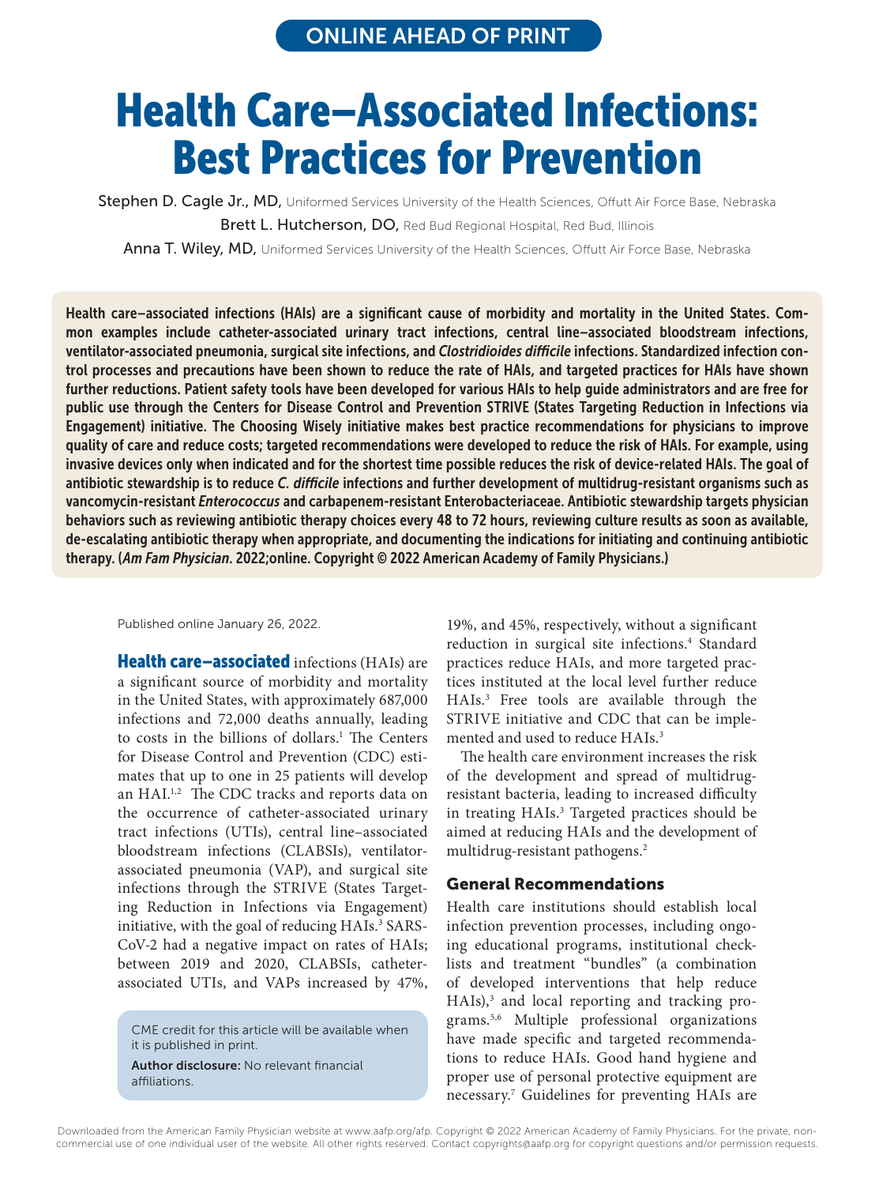ONLINE AHEAD OF PRINT

# Health Care–Associated Infections: Best Practices for Prevention

Stephen D. Cagle Jr., MD, Uniformed Services University of the Health Sciences, Offutt Air Force Base, Nebraska

Brett L. Hutcherson, DO, Red Bud Regional Hospital, Red Bud, Illinois

Anna T. Wiley, MD, Uniformed Services University of the Health Sciences, Offutt Air Force Base, Nebraska

**Health care–associated infections (HAIs) are a significant cause of morbidity and mortality in the United States. Common examples include catheter-associated urinary tract infections, central line–associated bloodstream infections, ventilator-associated pneumonia, surgical site infections, and *Clostridioides difficile* infections. Standardized infection control processes and precautions have been shown to reduce the rate of HAIs, and targeted practices for HAIs have shown further reductions. Patient safety tools have been developed for various HAIs to help guide administrators and are free for public use through the Centers for Disease Control and Prevention STRIVE (States Targeting Reduction in Infections via Engagement) initiative. The Choosing Wisely initiative makes best practice recommendations for physicians to improve quality of care and reduce costs; targeted recommendations were developed to reduce the risk of HAIs. For example, using invasive devices only when indicated and for the shortest time possible reduces the risk of device-related HAIs. The goal of antibiotic stewardship is to reduce *C. difficile* infections and further development of multidrug-resistant organisms such as vancomycin-resistant *Enterococcus* and carbapenem-resistant Enterobacteriaceae. Antibiotic stewardship targets physician behaviors such as reviewing antibiotic therapy choices every 48 to 72 hours, reviewing culture results as soon as available, de-escalating antibiotic therapy when appropriate, and documenting the indications for initiating and continuing antibiotic therapy. (*Am Fam Physician*. 2022;online. Copyright © 2022 American Academy of Family Physicians.)**

Published online January 26, 2022.

**Health care–associated** infections (HAIs) are a significant source of morbidity and mortality in the United States, with approximately 687,000 infections and 72,000 deaths annually, leading to costs in the billions of dollars.[1] The Centers for Disease Control and Prevention (CDC) estimates that up to one in 25 patients will develop an HAI.[1,2] The CDC tracks and reports data on the occurrence of catheter-associated urinary tract infections (UTIs), central line–associated bloodstream infections (CLABSIs), ventilator-associated pneumonia (VAP), and surgical site infections through the STRIVE (States Targeting Reduction in Infections via Engagement) initiative, with the goal of reducing HAIs.[3] SARS-CoV-2 had a negative impact on rates of HAIs; between 2019 and 2020, CLABSIs, catheter-associated UTIs, and VAPs increased by 47%, 19%, and 45%, respectively, without a significant reduction in surgical site infections.[4] Standard practices reduce HAIs, and more targeted practices instituted at the local level further reduce HAIs.[3] Free tools are available through the STRIVE initiative and CDC that can be implemented and used to reduce HAIs.[3]

The health care environment increases the risk of the development and spread of multidrug-resistant bacteria, leading to increased difficulty in treating HAIs.[3] Targeted practices should be aimed at reducing HAIs and the development of multidrug-resistant pathogens.[2]

CME credit for this article will be available when it is published in print.

**Author disclosure:** No relevant financial affiliations.

## General Recommendations

Health care institutions should establish local infection prevention processes, including ongoing educational programs, institutional checklists and treatment "bundles" (a combination of developed interventions that help reduce HAIs),[3] and local reporting and tracking programs.[5,6] Multiple professional organizations have made specific and targeted recommendations to reduce HAIs. Good hand hygiene and proper use of personal protective equipment are necessary.[7] Guidelines for preventing HAIs are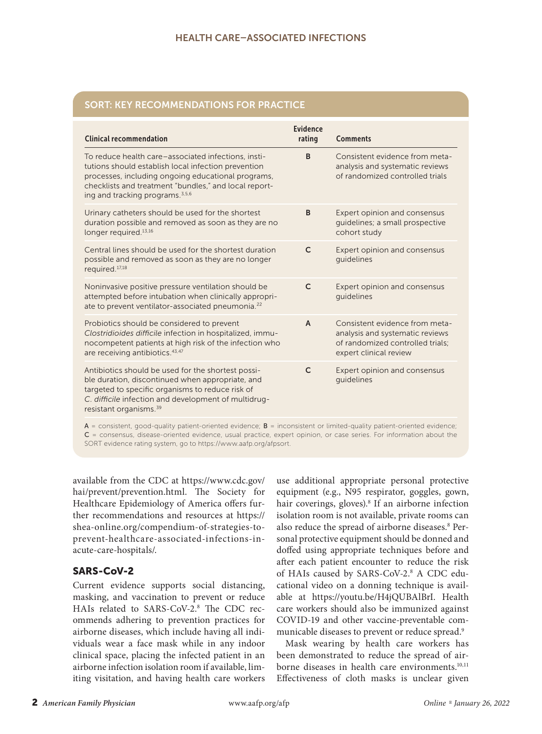## SORT: KEY RECOMMENDATIONS FOR PRACTICE

| Clinical recommendation | Evidence rating | Comments |
|---|---|---|
| To reduce health care–associated infections, institutions should establish local infection prevention processes, including ongoing educational programs, checklists and treatment "bundles," and local reporting and tracking programs.[3,5,6] | B | Consistent evidence from meta-analysis and systematic reviews of randomized controlled trials |
| Urinary catheters should be used for the shortest duration possible and removed as soon as they are no longer required.[13,16] | B | Expert opinion and consensus guidelines; a small prospective cohort study |
| Central lines should be used for the shortest duration possible and removed as soon as they are no longer required.[17,18] | C | Expert opinion and consensus guidelines |
| Noninvasive positive pressure ventilation should be attempted before intubation when clinically appropriate to prevent ventilator-associated pneumonia.[22] | C | Expert opinion and consensus guidelines |
| Probiotics should be considered to prevent *Clostridioides difficile* infection in hospitalized, immunocompetent patients at high risk of the infection who are receiving antibiotics.[43,47] | A | Consistent evidence from meta-analysis and systematic reviews of randomized controlled trials; expert clinical review |
| Antibiotics should be used for the shortest possible duration, discontinued when appropriate, and targeted to specific organisms to reduce risk of *C. difficile* infection and development of multidrug-resistant organisms.[39] | C | Expert opinion and consensus guidelines |

A = consistent, good-quality patient-oriented evidence; B = inconsistent or limited-quality patient-oriented evidence; C = consensus, disease-oriented evidence, usual practice, expert opinion, or case series. For information about the SORT evidence rating system, go to https://www.aafp.org/afpsort.

available from the CDC at https://www.cdc.gov/hai/prevent/prevention.html. The Society for Healthcare Epidemiology of America offers further recommendations and resources at https://shea-online.org/compendium-of-strategies-to-prevent-healthcare-associated-infections-in-acute-care-hospitals/.

### SARS-CoV-2

Current evidence supports social distancing, masking, and vaccination to prevent or reduce HAIs related to SARS-CoV-2.[8] The CDC recommends adhering to prevention practices for airborne diseases, which include having all individuals wear a face mask while in any indoor clinical space, placing the infected patient in an airborne infection isolation room if available, limiting visitation, and having health care workers use additional appropriate personal protective equipment (e.g., N95 respirator, goggles, gown, hair coverings, gloves).[8] If an airborne infection isolation room is not available, private rooms can also reduce the spread of airborne diseases.[8] Personal protective equipment should be donned and doffed using appropriate techniques before and after each patient encounter to reduce the risk of HAIs caused by SARS-CoV-2.[8] A CDC educational video on a donning technique is available at https://youtu.be/H4jQUBAlBrI. Health care workers should also be immunized against COVID-19 and other vaccine-preventable communicable diseases to prevent or reduce spread.[9]

Mask wearing by health care workers has been demonstrated to reduce the spread of airborne diseases in health care environments.[10,11] Effectiveness of cloth masks is unclear given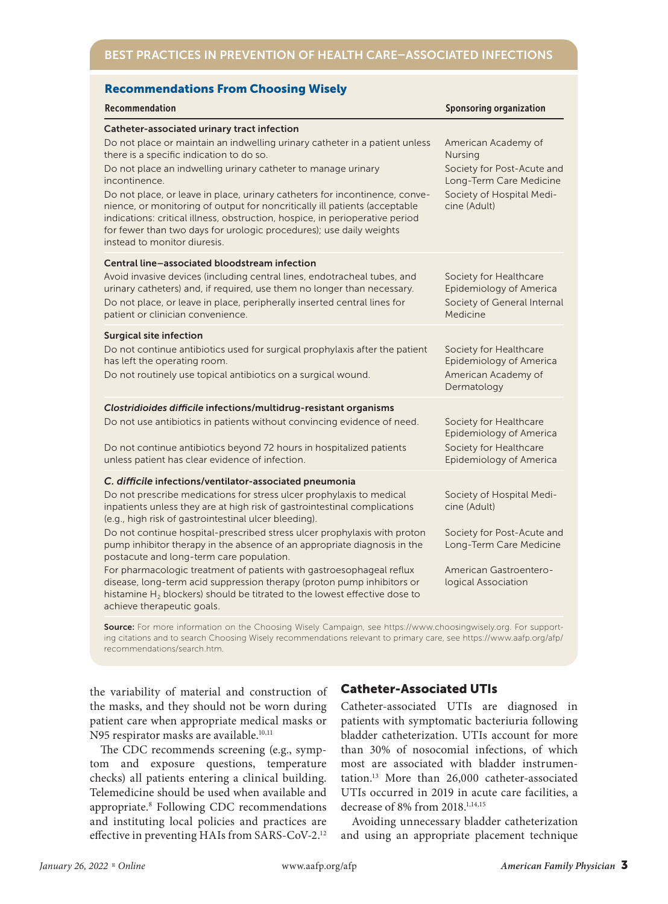## BEST PRACTICES IN PREVENTION OF HEALTH CARE–ASSOCIATED INFECTIONS

### Recommendations From Choosing Wisely

| Recommendation | Sponsoring organization |
|---|---|
| **Catheter-associated urinary tract infection** | |
| Do not place or maintain an indwelling urinary catheter in a patient unless there is a specific indication to do so. | American Academy of Nursing |
| Do not place an indwelling urinary catheter to manage urinary incontinence. | Society for Post-Acute and Long-Term Care Medicine |
| Do not place, or leave in place, urinary catheters for incontinence, convenience, or monitoring of output for noncritically ill patients (acceptable indications: critical illness, obstruction, hospice, in perioperative period for fewer than two days for urologic procedures); use daily weights instead to monitor diuresis. | Society of Hospital Medicine (Adult) |
| **Central line–associated bloodstream infection** | |
| Avoid invasive devices (including central lines, endotracheal tubes, and urinary catheters) and, if required, use them no longer than necessary. | Society for Healthcare Epidemiology of America |
| Do not place, or leave in place, peripherally inserted central lines for patient or clinician convenience. | Society of General Internal Medicine |
| **Surgical site infection** | |
| Do not continue antibiotics used for surgical prophylaxis after the patient has left the operating room. | Society for Healthcare Epidemiology of America |
| Do not routinely use topical antibiotics on a surgical wound. | American Academy of Dermatology |
| ***Clostridioides difficile* infections/multidrug-resistant organisms** | |
| Do not use antibiotics in patients without convincing evidence of need. | Society for Healthcare Epidemiology of America |
| Do not continue antibiotics beyond 72 hours in hospitalized patients unless patient has clear evidence of infection. | Society for Healthcare Epidemiology of America |
| ***C. difficile* infections/ventilator-associated pneumonia** | |
| Do not prescribe medications for stress ulcer prophylaxis to medical inpatients unless they are at high risk of gastrointestinal complications (e.g., high risk of gastrointestinal ulcer bleeding). | Society of Hospital Medicine (Adult) |
| Do not continue hospital-prescribed stress ulcer prophylaxis with proton pump inhibitor therapy in the absence of an appropriate diagnosis in the postacute and long-term care population. | Society for Post-Acute and Long-Term Care Medicine |
| For pharmacologic treatment of patients with gastroesophageal reflux disease, long-term acid suppression therapy (proton pump inhibitors or histamine $H_2$ blockers) should be titrated to the lowest effective dose to achieve therapeutic goals. | American Gastroenterological Association |

**Source:** For more information on the Choosing Wisely Campaign, see https://www.choosingwisely.org. For supporting citations and to search Choosing Wisely recommendations relevant to primary care, see https://www.aafp.org/afp/recommendations/search.htm.

the variability of material and construction of the masks, and they should not be worn during patient care when appropriate medical masks or N95 respirator masks are available.[10,11]

The CDC recommends screening (e.g., symptom and exposure questions, temperature checks) all patients entering a clinical building. Telemedicine should be used when available and appropriate.[8] Following CDC recommendations and instituting local policies and practices are effective in preventing HAIs from SARS-CoV-2.[12]

## Catheter-Associated UTIs

Catheter-associated UTIs are diagnosed in patients with symptomatic bacteriuria following bladder catheterization. UTIs account for more than 30% of nosocomial infections, of which most are associated with bladder instrumentation.[13] More than 26,000 catheter-associated UTIs occurred in 2019 in acute care facilities, a decrease of 8% from 2018.[1,14,15]

Avoiding unnecessary bladder catheterization and using an appropriate placement technique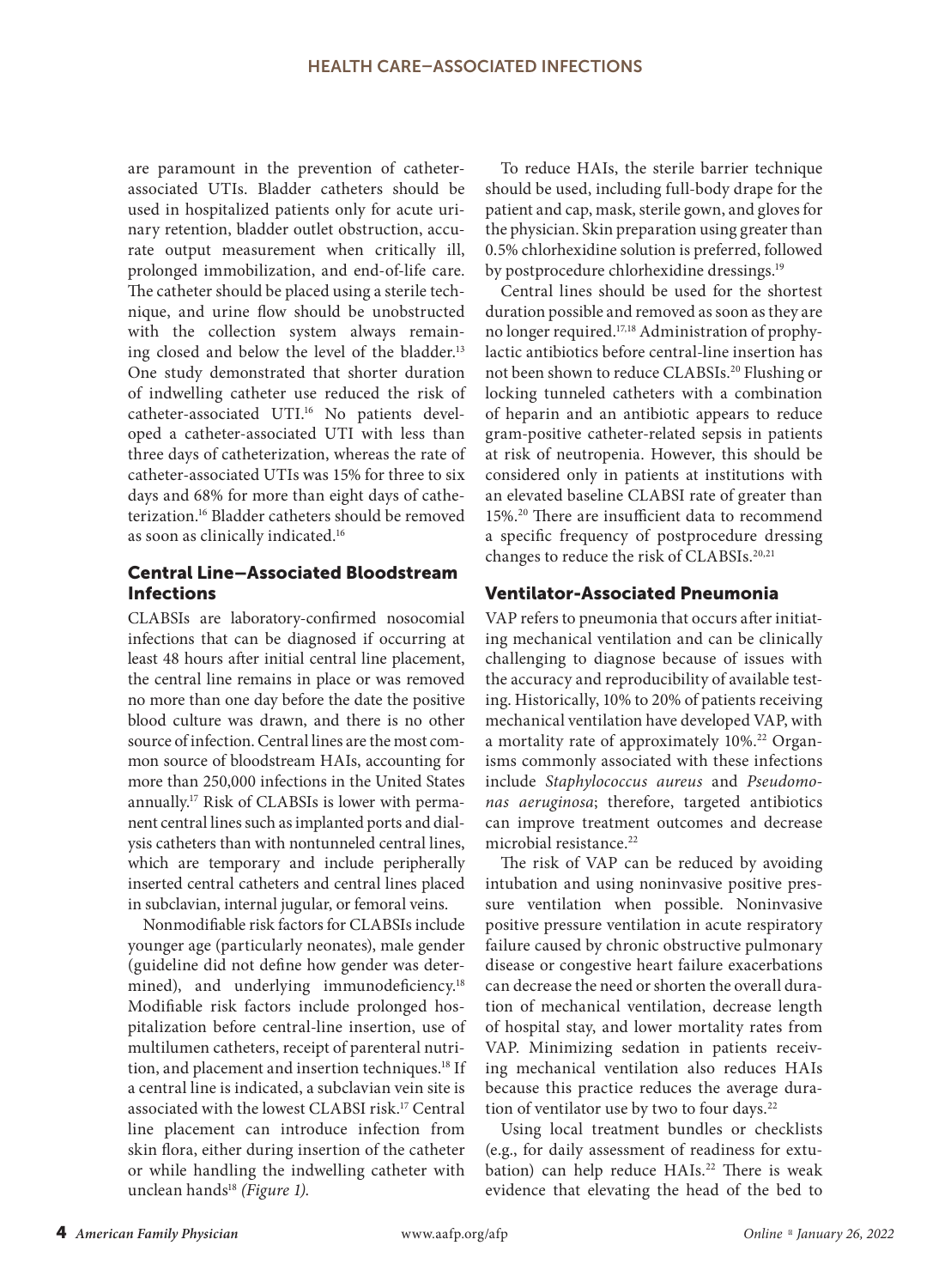are paramount in the prevention of catheter-associated UTIs. Bladder catheters should be used in hospitalized patients only for acute urinary retention, bladder outlet obstruction, accurate output measurement when critically ill, prolonged immobilization, and end-of-life care. The catheter should be placed using a sterile technique, and urine flow should be unobstructed with the collection system always remaining closed and below the level of the bladder.[13] One study demonstrated that shorter duration of indwelling catheter use reduced the risk of catheter-associated UTI.[16] No patients developed a catheter-associated UTI with less than three days of catheterization, whereas the rate of catheter-associated UTIs was 15% for three to six days and 68% for more than eight days of catheterization.[16] Bladder catheters should be removed as soon as clinically indicated.[16]

## Central Line–Associated Bloodstream Infections

CLABSIs are laboratory-confirmed nosocomial infections that can be diagnosed if occurring at least 48 hours after initial central line placement, the central line remains in place or was removed no more than one day before the date the positive blood culture was drawn, and there is no other source of infection. Central lines are the most common source of bloodstream HAIs, accounting for more than 250,000 infections in the United States annually.[17] Risk of CLABSIs is lower with permanent central lines such as implanted ports and dialysis catheters than with nontunneled central lines, which are temporary and include peripherally inserted central catheters and central lines placed in subclavian, internal jugular, or femoral veins.

Nonmodifiable risk factors for CLABSIs include younger age (particularly neonates), male gender (guideline did not define how gender was determined), and underlying immunodeficiency.[18] Modifiable risk factors include prolonged hospitalization before central-line insertion, use of multilumen catheters, receipt of parenteral nutrition, and placement and insertion techniques.[18] If a central line is indicated, a subclavian vein site is associated with the lowest CLABSI risk.[17] Central line placement can introduce infection from skin flora, either during insertion of the catheter or while handling the indwelling catheter with unclean hands[18] *(Figure 1).*

To reduce HAIs, the sterile barrier technique should be used, including full-body drape for the patient and cap, mask, sterile gown, and gloves for the physician. Skin preparation using greater than 0.5% chlorhexidine solution is preferred, followed by postprocedure chlorhexidine dressings.[19]

Central lines should be used for the shortest duration possible and removed as soon as they are no longer required.[17,18] Administration of prophylactic antibiotics before central-line insertion has not been shown to reduce CLABSIs.[20] Flushing or locking tunneled catheters with a combination of heparin and an antibiotic appears to reduce gram-positive catheter-related sepsis in patients at risk of neutropenia. However, this should be considered only in patients at institutions with an elevated baseline CLABSI rate of greater than 15%.[20] There are insufficient data to recommend a specific frequency of postprocedure dressing changes to reduce the risk of CLABSIs.[20,21]

## Ventilator-Associated Pneumonia

VAP refers to pneumonia that occurs after initiating mechanical ventilation and can be clinically challenging to diagnose because of issues with the accuracy and reproducibility of available testing. Historically, 10% to 20% of patients receiving mechanical ventilation have developed VAP, with a mortality rate of approximately 10%.[22] Organisms commonly associated with these infections include *Staphylococcus aureus* and *Pseudomonas aeruginosa*; therefore, targeted antibiotics can improve treatment outcomes and decrease microbial resistance.[22]

The risk of VAP can be reduced by avoiding intubation and using noninvasive positive pressure ventilation when possible. Noninvasive positive pressure ventilation in acute respiratory failure caused by chronic obstructive pulmonary disease or congestive heart failure exacerbations can decrease the need or shorten the overall duration of mechanical ventilation, decrease length of hospital stay, and lower mortality rates from VAP. Minimizing sedation in patients receiving mechanical ventilation also reduces HAIs because this practice reduces the average duration of ventilator use by two to four days.[22]

Using local treatment bundles or checklists (e.g., for daily assessment of readiness for extubation) can help reduce HAIs.[22] There is weak evidence that elevating the head of the bed to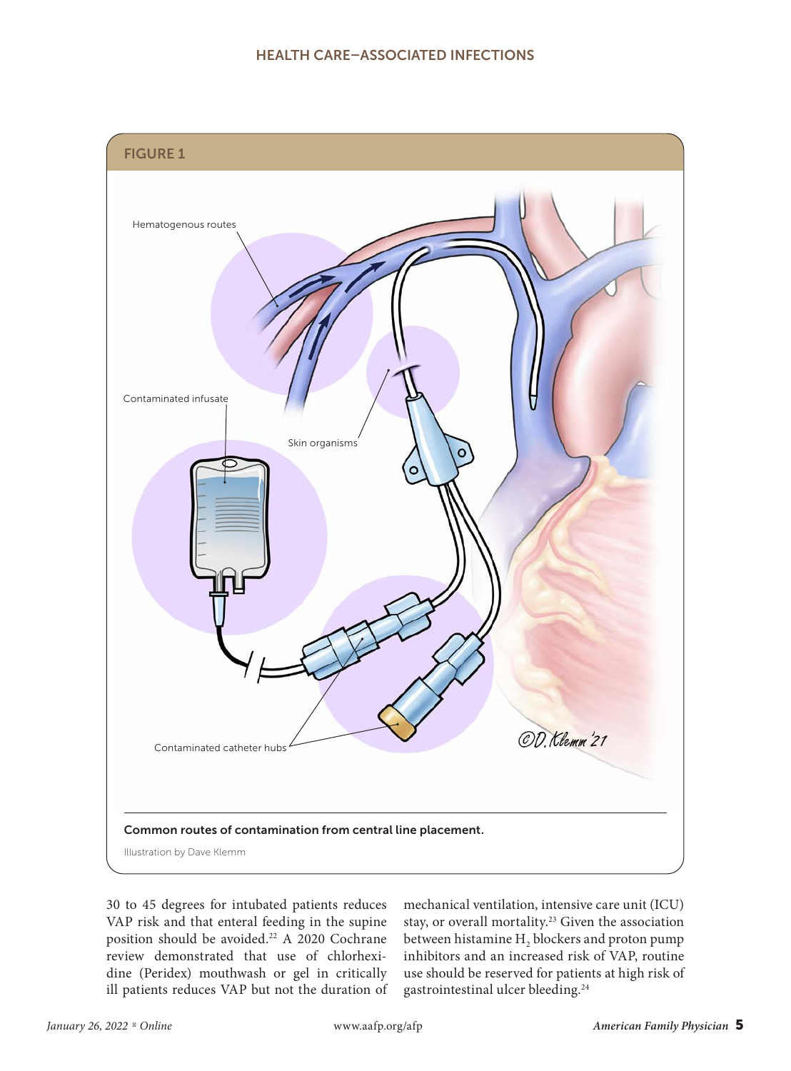**FIGURE 1**

Common routes of contamination from central line placement.

Illustration by Dave Klemm

30 to 45 degrees for intubated patients reduces VAP risk and that enteral feeding in the supine position should be avoided.[22] A 2020 Cochrane review demonstrated that use of chlorhexidine (Peridex) mouthwash or gel in critically ill patients reduces VAP but not the duration of mechanical ventilation, intensive care unit (ICU) stay, or overall mortality.[23] Given the association between histamine $H_2$ blockers and proton pump inhibitors and an increased risk of VAP, routine use should be reserved for patients at high risk of gastrointestinal ulcer bleeding.[24]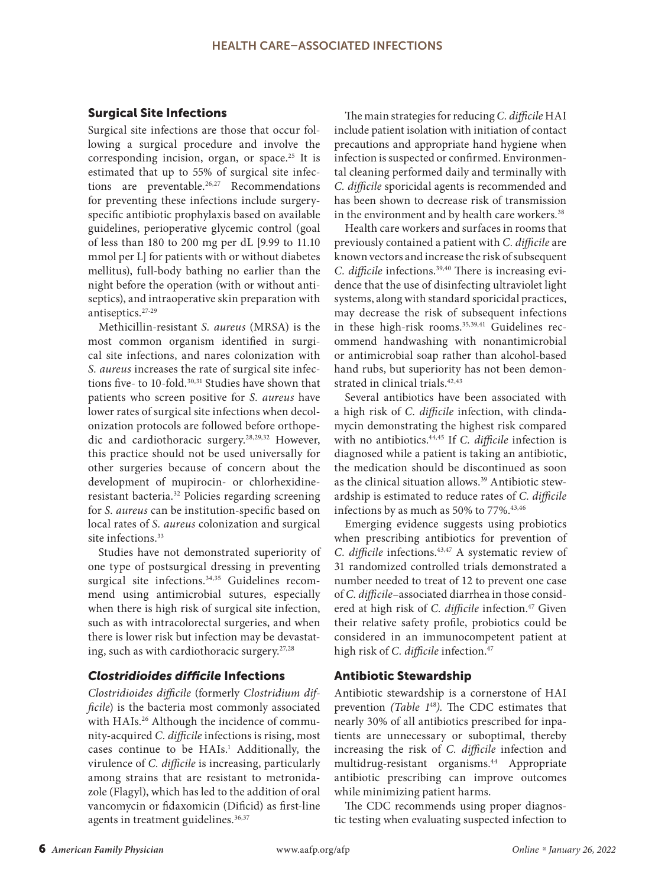## Surgical Site Infections

Surgical site infections are those that occur following a surgical procedure and involve the corresponding incision, organ, or space.[25] It is estimated that up to 55% of surgical site infections are preventable.[26,27] Recommendations for preventing these infections include surgery-specific antibiotic prophylaxis based on available guidelines, perioperative glycemic control (goal of less than 180 to 200 mg per dL [9.99 to 11.10 mmol per L] for patients with or without diabetes mellitus), full-body bathing no earlier than the night before the operation (with or without antiseptics), and intraoperative skin preparation with antiseptics.[27-29]

Methicillin-resistant *S. aureus* (MRSA) is the most common organism identified in surgical site infections, and nares colonization with *S. aureus* increases the rate of surgical site infections five- to 10-fold.[30,31] Studies have shown that patients who screen positive for *S. aureus* have lower rates of surgical site infections when decolonization protocols are followed before orthopedic and cardiothoracic surgery.[28,29,32] However, this practice should not be used universally for other surgeries because of concern about the development of mupirocin- or chlorhexidine-resistant bacteria.[32] Policies regarding screening for *S. aureus* can be institution-specific based on local rates of *S. aureus* colonization and surgical site infections.[33]

Studies have not demonstrated superiority of one type of postsurgical dressing in preventing surgical site infections.[34,35] Guidelines recommend using antimicrobial sutures, especially when there is high risk of surgical site infection, such as with intracolorectal surgeries, and when there is lower risk but infection may be devastating, such as with cardiothoracic surgery.[27,28]

## *Clostridioides difficile* Infections

*Clostridioides difficile* (formerly *Clostridium difficile*) is the bacteria most commonly associated with HAIs.[26] Although the incidence of community-acquired *C. difficile* infections is rising, most cases continue to be HAIs.[1] Additionally, the virulence of *C. difficile* is increasing, particularly among strains that are resistant to metronidazole (Flagyl), which has led to the addition of oral vancomycin or fidaxomicin (Dificid) as first-line agents in treatment guidelines.[36,37]

The main strategies for reducing *C. difficile* HAI include patient isolation with initiation of contact precautions and appropriate hand hygiene when infection is suspected or confirmed. Environmental cleaning performed daily and terminally with *C. difficile* sporicidal agents is recommended and has been shown to decrease risk of transmission in the environment and by health care workers.[38]

Health care workers and surfaces in rooms that previously contained a patient with *C. difficile* are known vectors and increase the risk of subsequent *C. difficile* infections.[39,40] There is increasing evidence that the use of disinfecting ultraviolet light systems, along with standard sporicidal practices, may decrease the risk of subsequent infections in these high-risk rooms.[35,39,41] Guidelines recommend handwashing with nonantimicrobial or antimicrobial soap rather than alcohol-based hand rubs, but superiority has not been demonstrated in clinical trials.[42,43]

Several antibiotics have been associated with a high risk of *C. difficile* infection, with clindamycin demonstrating the highest risk compared with no antibiotics.[44,45] If *C. difficile* infection is diagnosed while a patient is taking an antibiotic, the medication should be discontinued as soon as the clinical situation allows.[39] Antibiotic stewardship is estimated to reduce rates of *C. difficile* infections by as much as 50% to 77%.[43,46]

Emerging evidence suggests using probiotics when prescribing antibiotics for prevention of *C. difficile* infections.[43,47] A systematic review of 31 randomized controlled trials demonstrated a number needed to treat of 12 to prevent one case of *C. difficile*–associated diarrhea in those considered at high risk of *C. difficile* infection.[47] Given their relative safety profile, probiotics could be considered in an immunocompetent patient at high risk of *C. difficile* infection.[47]

## Antibiotic Stewardship

Antibiotic stewardship is a cornerstone of HAI prevention *(Table 1[48])*. The CDC estimates that nearly 30% of all antibiotics prescribed for inpatients are unnecessary or suboptimal, thereby increasing the risk of *C. difficile* infection and multidrug-resistant organisms.[44] Appropriate antibiotic prescribing can improve outcomes while minimizing patient harms.

The CDC recommends using proper diagnostic testing when evaluating suspected infection to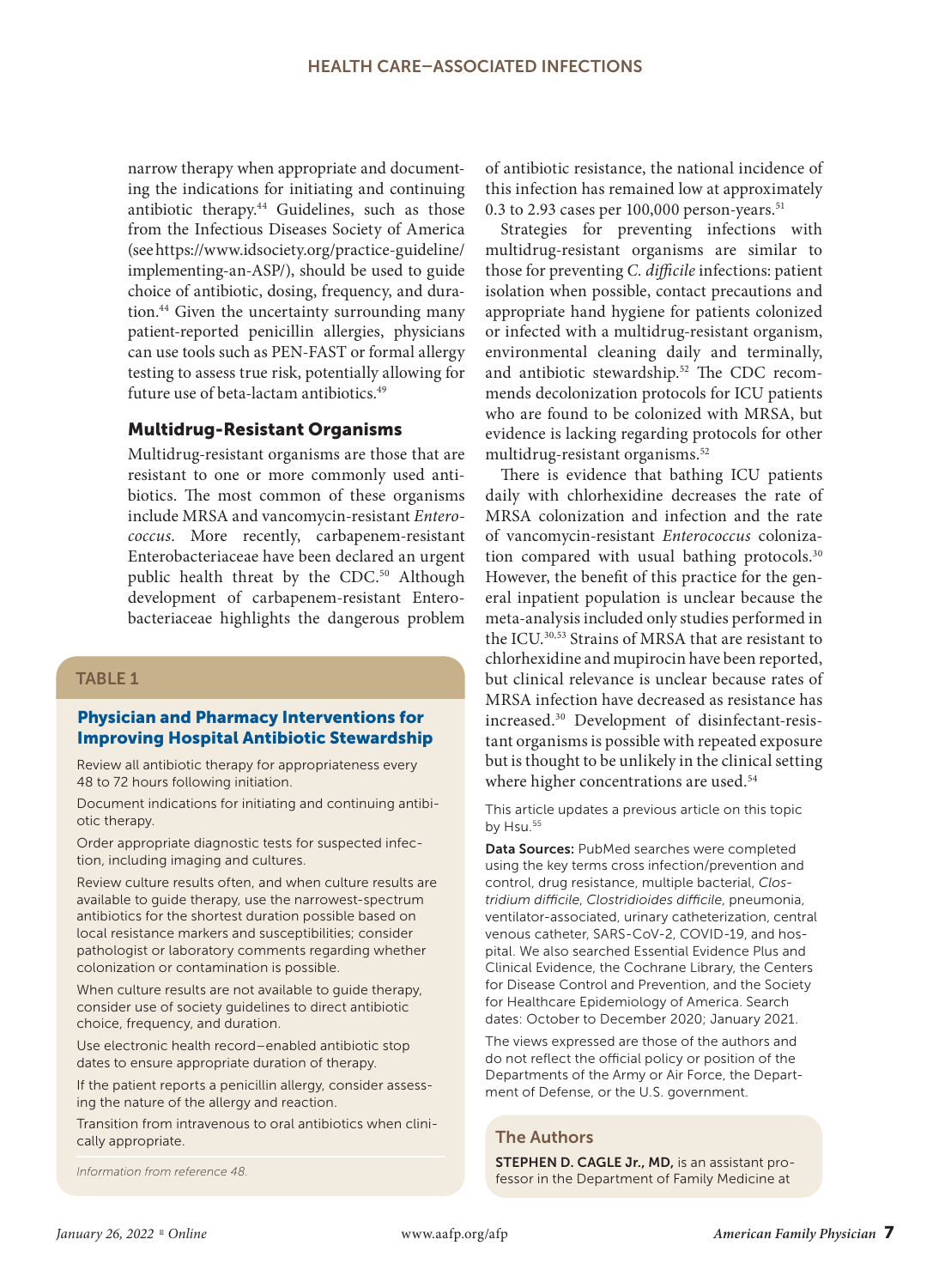narrow therapy when appropriate and documenting the indications for initiating and continuing antibiotic therapy.[44] Guidelines, such as those from the Infectious Diseases Society of America (see https://www.idsociety.org/practice-guideline/implementing-an-ASP/), should be used to guide choice of antibiotic, dosing, frequency, and duration.[44] Given the uncertainty surrounding many patient-reported penicillin allergies, physicians can use tools such as PEN-FAST or formal allergy testing to assess true risk, potentially allowing for future use of beta-lactam antibiotics.[49]

## Multidrug-Resistant Organisms

Multidrug-resistant organisms are those that are resistant to one or more commonly used antibiotics. The most common of these organisms include MRSA and vancomycin-resistant *Enterococcus*. More recently, carbapenem-resistant Enterobacteriaceae have been declared an urgent public health threat by the CDC.[50] Although development of carbapenem-resistant Enterobacteriaceae highlights the dangerous problem of antibiotic resistance, the national incidence of this infection has remained low at approximately 0.3 to 2.93 cases per 100,000 person-years.[51]

Strategies for preventing infections with multidrug-resistant organisms are similar to those for preventing *C. difficile* infections: patient isolation when possible, contact precautions and appropriate hand hygiene for patients colonized or infected with a multidrug-resistant organism, environmental cleaning daily and terminally, and antibiotic stewardship.[52] The CDC recommends decolonization protocols for ICU patients who are found to be colonized with MRSA, but evidence is lacking regarding protocols for other multidrug-resistant organisms.[52]

There is evidence that bathing ICU patients daily with chlorhexidine decreases the rate of MRSA colonization and infection and the rate of vancomycin-resistant *Enterococcus* colonization compared with usual bathing protocols.[30] However, the benefit of this practice for the general inpatient population is unclear because the meta-analysis included only studies performed in the ICU.[30,53] Strains of MRSA that are resistant to chlorhexidine and mupirocin have been reported, but clinical relevance is unclear because rates of MRSA infection have decreased as resistance has increased.[30] Development of disinfectant-resistant organisms is possible with repeated exposure but is thought to be unlikely in the clinical setting where higher concentrations are used.[54]

### TABLE 1

**Physician and Pharmacy Interventions for Improving Hospital Antibiotic Stewardship**

- Review all antibiotic therapy for appropriateness every 48 to 72 hours following initiation.
- Document indications for initiating and continuing antibiotic therapy.
- Order appropriate diagnostic tests for suspected infection, including imaging and cultures.
- Review culture results often, and when culture results are available to guide therapy, use the narrowest-spectrum antibiotics for the shortest duration possible based on local resistance markers and susceptibilities; consider pathologist or laboratory comments regarding whether colonization or contamination is possible.
- When culture results are not available to guide therapy, consider use of society guidelines to direct antibiotic choice, frequency, and duration.
- Use electronic health record–enabled antibiotic stop dates to ensure appropriate duration of therapy.
- If the patient reports a penicillin allergy, consider assessing the nature of the allergy and reaction.
- Transition from intravenous to oral antibiotics when clinically appropriate.

*Information from reference 48.*

This article updates a previous article on this topic by Hsu.[55]

**Data Sources:** PubMed searches were completed using the key terms cross infection/prevention and control, drug resistance, multiple bacterial, *Clostridium difficile*, *Clostridioides difficile*, pneumonia, ventilator-associated, urinary catheterization, central venous catheter, SARS-CoV-2, COVID-19, and hospital. We also searched Essential Evidence Plus and Clinical Evidence, the Cochrane Library, the Centers for Disease Control and Prevention, and the Society for Healthcare Epidemiology of America. Search dates: October to December 2020; January 2021.

The views expressed are those of the authors and do not reflect the official policy or position of the Departments of the Army or Air Force, the Department of Defense, or the U.S. government.

### The Authors

**STEPHEN D. CAGLE Jr., MD,** is an assistant professor in the Department of Family Medicine at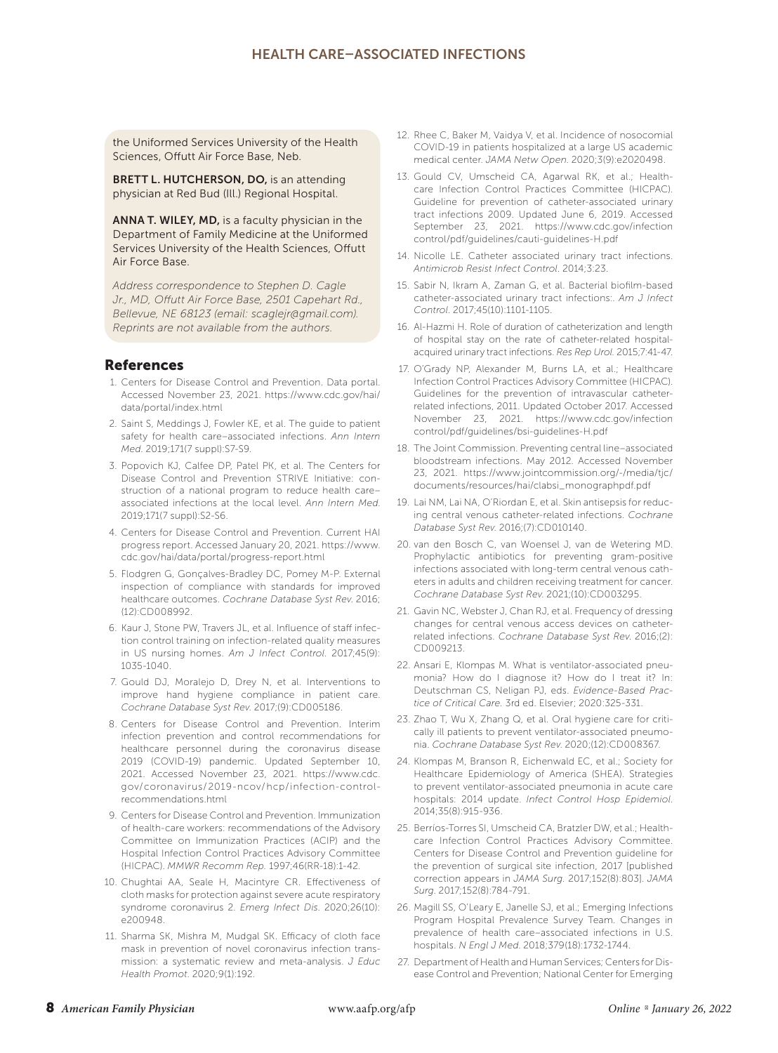the Uniformed Services University of the Health Sciences, Offutt Air Force Base, Neb.

**BRETT L. HUTCHERSON, DO,** is an attending physician at Red Bud (Ill.) Regional Hospital.

**ANNA T. WILEY, MD,** is a faculty physician in the Department of Family Medicine at the Uniformed Services University of the Health Sciences, Offutt Air Force Base.

*Address correspondence to Stephen D. Cagle Jr., MD, Offutt Air Force Base, 2501 Capehart Rd., Bellevue, NE 68123 (email: scaglejr@gmail.com). Reprints are not available from the authors.*

## References

1. Centers for Disease Control and Prevention. Data portal. Accessed November 23, 2021. https://www.cdc.gov/hai/data/portal/index.html
2. Saint S, Meddings J, Fowler KE, et al. The guide to patient safety for health care–associated infections. *Ann Intern Med.* 2019;171(7 suppl):S7-S9.
3. Popovich KJ, Calfee DP, Patel PK, et al. The Centers for Disease Control and Prevention STRIVE Initiative: construction of a national program to reduce health care–associated infections at the local level. *Ann Intern Med.* 2019;171(7 suppl):S2-S6.
4. Centers for Disease Control and Prevention. Current HAI progress report. Accessed January 20, 2021. https://www.cdc.gov/hai/data/portal/progress-report.html
5. Flodgren G, Gonçalves-Bradley DC, Pomey M-P. External inspection of compliance with standards for improved healthcare outcomes. *Cochrane Database Syst Rev.* 2016;(12):CD008992.
6. Kaur J, Stone PW, Travers JL, et al. Influence of staff infection control training on infection-related quality measures in US nursing homes. *Am J Infect Control.* 2017;45(9):1035-1040.
7. Gould DJ, Moralejo D, Drey N, et al. Interventions to improve hand hygiene compliance in patient care. *Cochrane Database Syst Rev.* 2017;(9):CD005186.
8. Centers for Disease Control and Prevention. Interim infection prevention and control recommendations for healthcare personnel during the coronavirus disease 2019 (COVID-19) pandemic. Updated September 10, 2021. Accessed November 23, 2021. https://www.cdc.gov/coronavirus/2019-ncov/hcp/infection-control-recommendations.html
9. Centers for Disease Control and Prevention. Immunization of health-care workers: recommendations of the Advisory Committee on Immunization Practices (ACIP) and the Hospital Infection Control Practices Advisory Committee (HICPAC). *MMWR Recomm Rep.* 1997;46(RR-18):1-42.
10. Chughtai AA, Seale H, Macintyre CR. Effectiveness of cloth masks for protection against severe acute respiratory syndrome coronavirus 2. *Emerg Infect Dis.* 2020;26(10):e200948.
11. Sharma SK, Mishra M, Mudgal SK. Efficacy of cloth face mask in prevention of novel coronavirus infection transmission: a systematic review and meta-analysis. *J Educ Health Promot.* 2020;9(1):192.
12. Rhee C, Baker M, Vaidya V, et al. Incidence of nosocomial COVID-19 in patients hospitalized at a large US academic medical center. *JAMA Netw Open.* 2020;3(9):e2020498.
13. Gould CV, Umscheid CA, Agarwal RK, et al.; Healthcare Infection Control Practices Committee (HICPAC). Guideline for prevention of catheter-associated urinary tract infections 2009. Updated June 6, 2019. Accessed September 23, 2021. https://www.cdc.gov/infectioncontrol/pdf/guidelines/cauti-guidelines-H.pdf
14. Nicolle LE. Catheter associated urinary tract infections. *Antimicrob Resist Infect Control.* 2014;3:23.
15. Sabir N, Ikram A, Zaman G, et al. Bacterial biofilm-based catheter-associated urinary tract infections:. *Am J Infect Control.* 2017;45(10):1101-1105.
16. Al-Hazmi H. Role of duration of catheterization and length of hospital stay on the rate of catheter-related hospital-acquired urinary tract infections. *Res Rep Urol.* 2015;7:41-47.
17. O'Grady NP, Alexander M, Burns LA, et al.; Healthcare Infection Control Practices Advisory Committee (HICPAC). Guidelines for the prevention of intravascular catheter-related infections, 2011. Updated October 2017. Accessed November 23, 2021. https://www.cdc.gov/infectioncontrol/pdf/guidelines/bsi-guidelines-H.pdf
18. The Joint Commission. Preventing central line–associated bloodstream infections. May 2012. Accessed November 23, 2021. https://www.jointcommission.org/-/media/tjc/documents/resources/hai/clabsi_monographpdf.pdf
19. Lai NM, Lai NA, O'Riordan E, et al. Skin antisepsis for reducing central venous catheter-related infections. *Cochrane Database Syst Rev.* 2016;(7):CD010140.
20. van den Bosch C, van Woensel J, van de Wetering MD. Prophylactic antibiotics for preventing gram-positive infections associated with long-term central venous catheters in adults and children receiving treatment for cancer. *Cochrane Database Syst Rev.* 2021;(10):CD003295.
21. Gavin NC, Webster J, Chan RJ, et al. Frequency of dressing changes for central venous access devices on catheter-related infections. *Cochrane Database Syst Rev.* 2016;(2):CD009213.
22. Ansari E, Klompas M. What is ventilator-associated pneumonia? How do I diagnose it? How do I treat it? In: Deutschman CS, Neligan PJ, eds. *Evidence-Based Practice of Critical Care.* 3rd ed. Elsevier; 2020:325-331.
23. Zhao T, Wu X, Zhang Q, et al. Oral hygiene care for critically ill patients to prevent ventilator-associated pneumonia. *Cochrane Database Syst Rev.* 2020;(12):CD008367.
24. Klompas M, Branson R, Eichenwald EC, et al.; Society for Healthcare Epidemiology of America (SHEA). Strategies to prevent ventilator-associated pneumonia in acute care hospitals: 2014 update. *Infect Control Hosp Epidemiol.* 2014;35(8):915-936.
25. Berríos-Torres SI, Umscheid CA, Bratzler DW, et al.; Healthcare Infection Control Practices Advisory Committee. Centers for Disease Control and Prevention guideline for the prevention of surgical site infection, 2017 [published correction appears in *JAMA Surg.* 2017;152(8):803]. *JAMA Surg.* 2017;152(8):784-791.
26. Magill SS, O'Leary E, Janelle SJ, et al.; Emerging Infections Program Hospital Prevalence Survey Team. Changes in prevalence of health care–associated infections in U.S. hospitals. *N Engl J Med.* 2018;379(18):1732-1744.
27. Department of Health and Human Services; Centers for Disease Control and Prevention; National Center for Emerging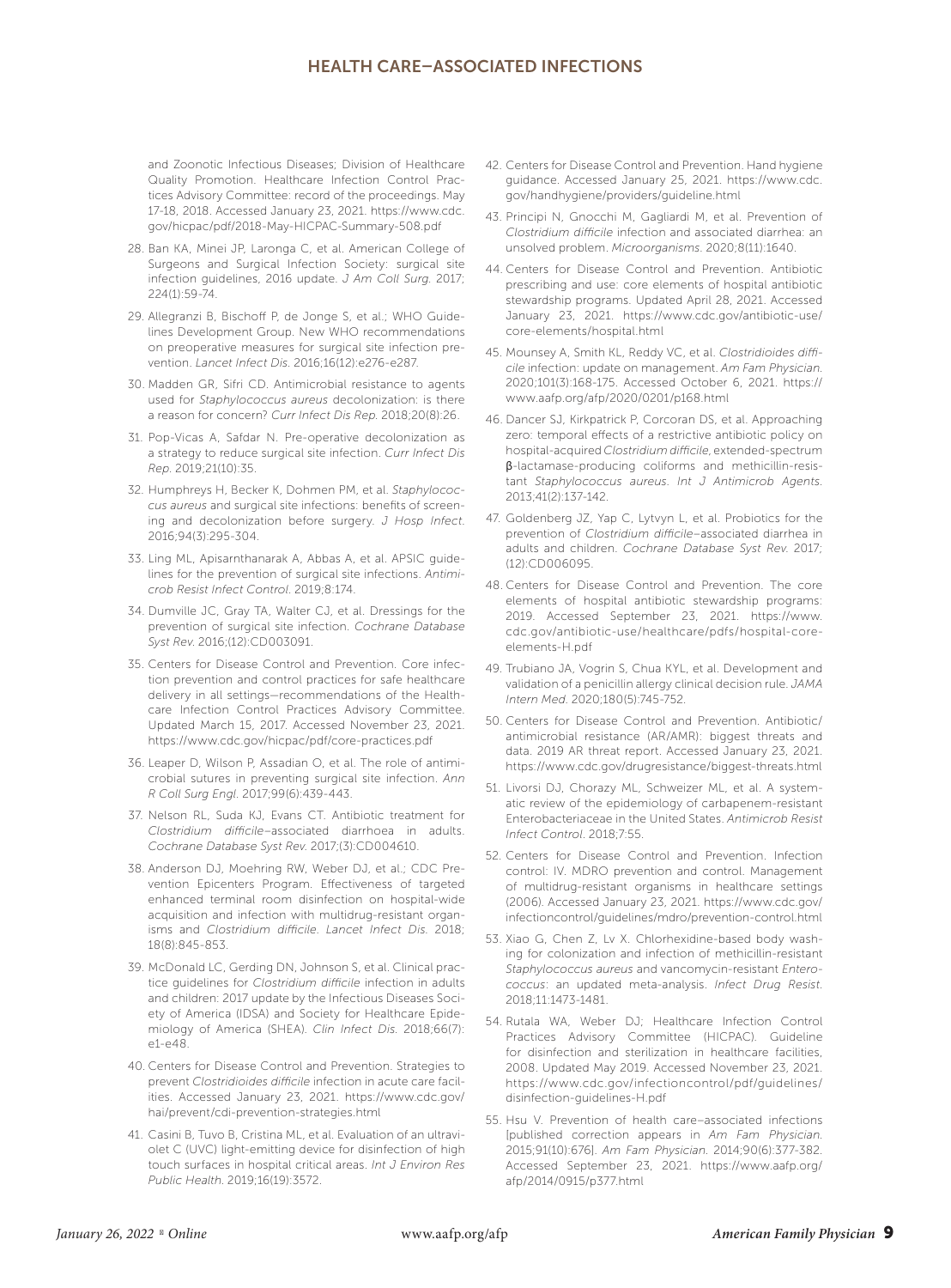and Zoonotic Infectious Diseases; Division of Healthcare Quality Promotion. Healthcare Infection Control Practices Advisory Committee: record of the proceedings. May 17-18, 2018. Accessed January 23, 2021. https://www.cdc.gov/hicpac/pdf/2018-May-HICPAC-Summary-508.pdf

28. Ban KA, Minei JP, Laronga C, et al. American College of Surgeons and Surgical Infection Society: surgical site infection guidelines, 2016 update. *J Am Coll Surg*. 2017;224(1):59-74.

29. Allegranzi B, Bischoff P, de Jonge S, et al.; WHO Guidelines Development Group. New WHO recommendations on preoperative measures for surgical site infection prevention. *Lancet Infect Dis*. 2016;16(12):e276-e287.

30. Madden GR, Sifri CD. Antimicrobial resistance to agents used for *Staphylococcus aureus* decolonization: is there a reason for concern? *Curr Infect Dis Rep*. 2018;20(8):26.

31. Pop-Vicas A, Safdar N. Pre-operative decolonization as a strategy to reduce surgical site infection. *Curr Infect Dis Rep*. 2019;21(10):35.

32. Humphreys H, Becker K, Dohmen PM, et al. *Staphylococcus aureus* and surgical site infections: benefits of screening and decolonization before surgery. *J Hosp Infect*. 2016;94(3):295-304.

33. Ling ML, Apisarnthanarak A, Abbas A, et al. APSIC guidelines for the prevention of surgical site infections. *Antimicrob Resist Infect Control*. 2019;8:174.

34. Dumville JC, Gray TA, Walter CJ, et al. Dressings for the prevention of surgical site infection. *Cochrane Database Syst Rev*. 2016;(12):CD003091.

35. Centers for Disease Control and Prevention. Core infection prevention and control practices for safe healthcare delivery in all settings—recommendations of the Healthcare Infection Control Practices Advisory Committee. Updated March 15, 2017. Accessed November 23, 2021. https://www.cdc.gov/hicpac/pdf/core-practices.pdf

36. Leaper D, Wilson P, Assadian O, et al. The role of antimicrobial sutures in preventing surgical site infection. *Ann R Coll Surg Engl*. 2017;99(6):439-443.

37. Nelson RL, Suda KJ, Evans CT. Antibiotic treatment for *Clostridium difficile*–associated diarrhoea in adults. *Cochrane Database Syst Rev*. 2017;(3):CD004610.

38. Anderson DJ, Moehring RW, Weber DJ, et al.; CDC Prevention Epicenters Program. Effectiveness of targeted enhanced terminal room disinfection on hospital-wide acquisition and infection with multidrug-resistant organisms and *Clostridium difficile*. *Lancet Infect Dis*. 2018;18(8):845-853.

39. McDonald LC, Gerding DN, Johnson S, et al. Clinical practice guidelines for *Clostridium difficile* infection in adults and children: 2017 update by the Infectious Diseases Society of America (IDSA) and Society for Healthcare Epidemiology of America (SHEA). *Clin Infect Dis*. 2018;66(7):e1-e48.

40. Centers for Disease Control and Prevention. Strategies to prevent *Clostridioides difficile* infection in acute care facilities. Accessed January 23, 2021. https://www.cdc.gov/hai/prevent/cdi-prevention-strategies.html

41. Casini B, Tuvo B, Cristina ML, et al. Evaluation of an ultraviolet C (UVC) light-emitting device for disinfection of high touch surfaces in hospital critical areas. *Int J Environ Res Public Health*. 2019;16(19):3572.

42. Centers for Disease Control and Prevention. Hand hygiene guidance. Accessed January 25, 2021. https://www.cdc.gov/handhygiene/providers/guideline.html

43. Principi N, Gnocchi M, Gagliardi M, et al. Prevention of *Clostridium difficile* infection and associated diarrhea: an unsolved problem. *Microorganisms*. 2020;8(11):1640.

44. Centers for Disease Control and Prevention. Antibiotic prescribing and use: core elements of hospital antibiotic stewardship programs. Updated April 28, 2021. Accessed January 23, 2021. https://www.cdc.gov/antibiotic-use/core-elements/hospital.html

45. Mounsey A, Smith KL, Reddy VC, et al. *Clostridioides difficile* infection: update on management. *Am Fam Physician*. 2020;101(3):168-175. Accessed October 6, 2021. https://www.aafp.org/afp/2020/0201/p168.html

46. Dancer SJ, Kirkpatrick P, Corcoran DS, et al. Approaching zero: temporal effects of a restrictive antibiotic policy on hospital-acquired *Clostridium difficile*, extended-spectrum β-lactamase-producing coliforms and methicillin-resistant *Staphylococcus aureus*. *Int J Antimicrob Agents*. 2013;41(2):137-142.

47. Goldenberg JZ, Yap C, Lytvyn L, et al. Probiotics for the prevention of *Clostridium difficile*–associated diarrhea in adults and children. *Cochrane Database Syst Rev*. 2017;(12):CD006095.

48. Centers for Disease Control and Prevention. The core elements of hospital antibiotic stewardship programs: 2019. Accessed September 23, 2021. https://www.cdc.gov/antibiotic-use/healthcare/pdfs/hospital-core-elements-H.pdf

49. Trubiano JA, Vogrin S, Chua KYL, et al. Development and validation of a penicillin allergy clinical decision rule. *JAMA Intern Med*. 2020;180(5):745-752.

50. Centers for Disease Control and Prevention. Antibiotic/antimicrobial resistance (AR/AMR): biggest threats and data. 2019 AR threat report. Accessed January 23, 2021. https://www.cdc.gov/drugresistance/biggest-threats.html

51. Livorsi DJ, Chorazy ML, Schweizer ML, et al. A systematic review of the epidemiology of carbapenem-resistant Enterobacteriaceae in the United States. *Antimicrob Resist Infect Control*. 2018;7:55.

52. Centers for Disease Control and Prevention. Infection control: IV. MDRO prevention and control. Management of multidrug-resistant organisms in healthcare settings (2006). Accessed January 23, 2021. https://www.cdc.gov/infectioncontrol/guidelines/mdro/prevention-control.html

53. Xiao G, Chen Z, Lv X. Chlorhexidine-based body washing for colonization and infection of methicillin-resistant *Staphylococcus aureus* and vancomycin-resistant *Enterococcus*: an updated meta-analysis. *Infect Drug Resist*. 2018;11:1473-1481.

54. Rutala WA, Weber DJ; Healthcare Infection Control Practices Advisory Committee (HICPAC). Guideline for disinfection and sterilization in healthcare facilities, 2008. Updated May 2019. Accessed November 23, 2021. https://www.cdc.gov/infectioncontrol/pdf/guidelines/disinfection-guidelines-H.pdf

55. Hsu V. Prevention of health care–associated infections [published correction appears in *Am Fam Physician*. 2015;91(10):676]. *Am Fam Physician*. 2014;90(6):377-382. Accessed September 23, 2021. https://www.aafp.org/afp/2014/0915/p377.html